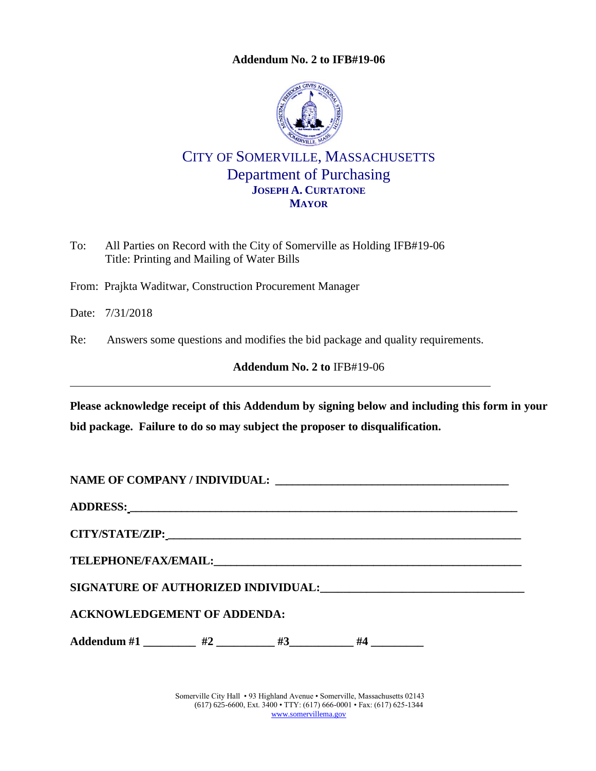**Addendum No. 2 to IFB#19-06**

# CITY OF SOMERVILLE, MASSACHUSETTS
## Department of Purchasing
**JOSEPH A. CURTATONE**
**MAYOR**

To: All Parties on Record with the City of Somerville as Holding IFB#19-06
Title: Printing and Mailing of Water Bills

From: Prajkta Waditwar, Construction Procurement Manager

Date: 7/31/2018

Re: Answers some questions and modifies the bid package and quality requirements.

**Addendum No. 2 to** IFB#19-06

---

**Please acknowledge receipt of this Addendum by signing below and including this form in your bid package. Failure to do so may subject the proposer to disqualification.**

**NAME OF COMPANY / INDIVIDUAL:** ________________________________________

**ADDRESS:** ____________________________________________________________________

**CITY/STATE/ZIP:** ______________________________________________________________

**TELEPHONE/FAX/EMAIL:** ________________________________________________________

**SIGNATURE OF AUTHORIZED INDIVIDUAL:** __________________________________

**ACKNOWLEDGEMENT OF ADDENDA:**

**Addendum #1** _________ **#2** __________ **#3** ___________ **#4** _________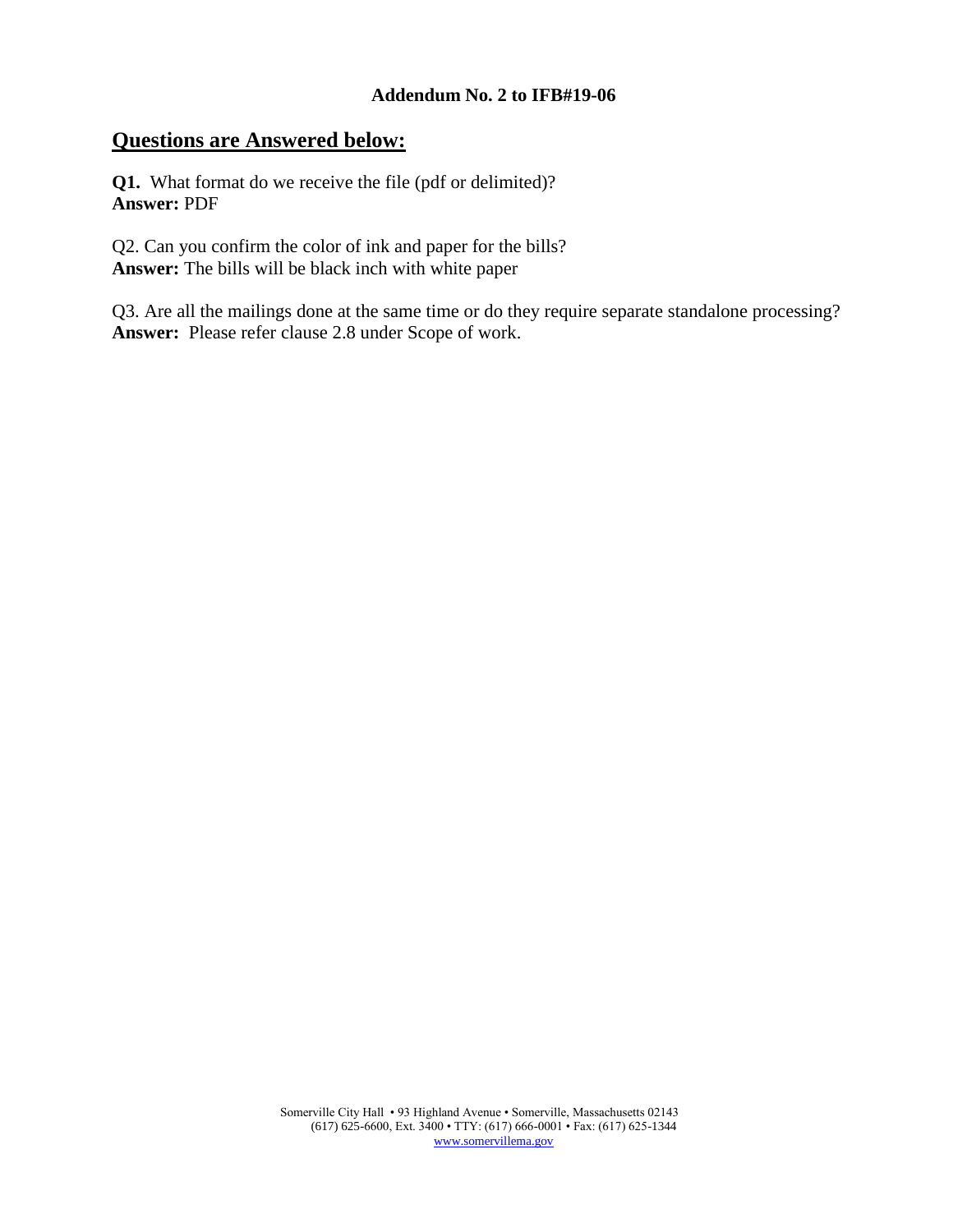**Addendum No. 2 to IFB#19-06**

## Questions are Answered below:

**Q1.** What format do we receive the file (pdf or delimited)?
**Answer:** PDF

Q2. Can you confirm the color of ink and paper for the bills?
**Answer:** The bills will be black inch with white paper

Q3. Are all the mailings done at the same time or do they require separate standalone processing?
**Answer:** Please refer clause 2.8 under Scope of work.